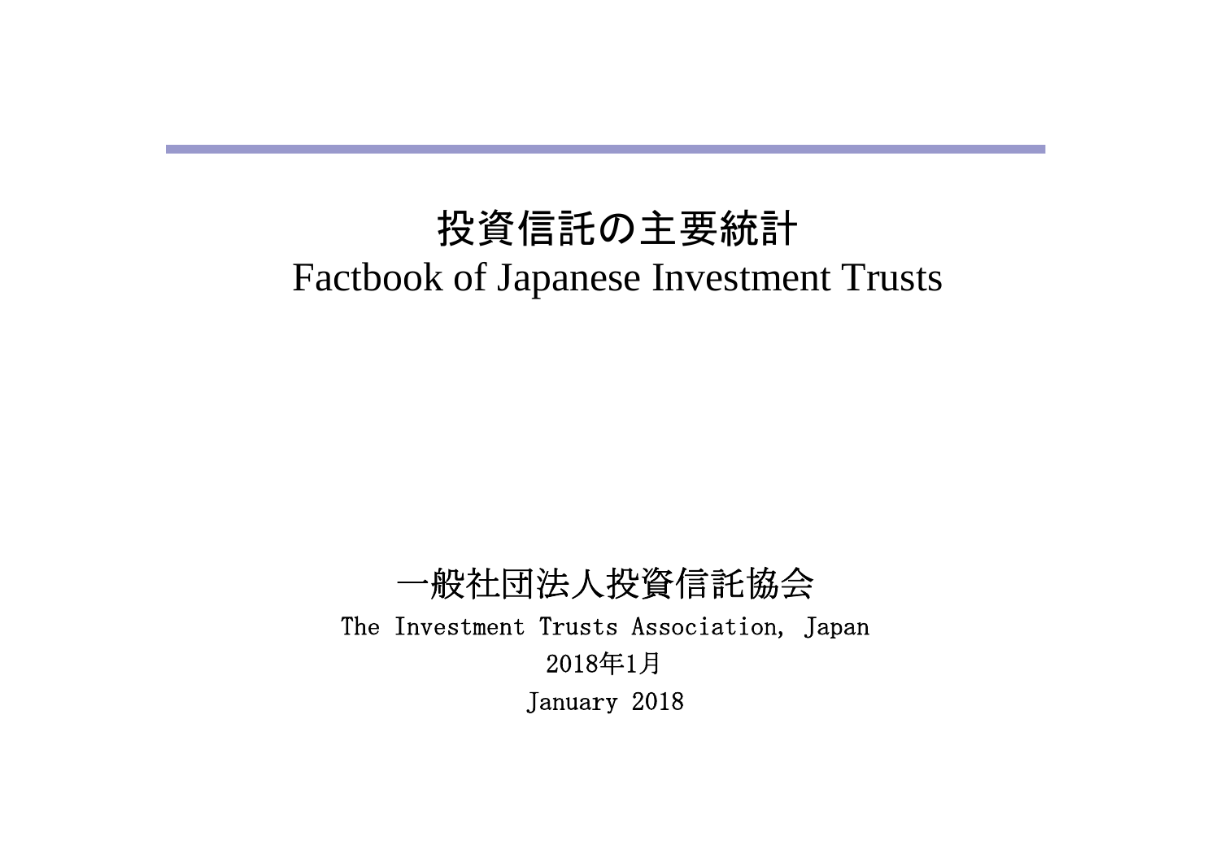# 投資信託の主要統計

# Factbook of Japanese Investment Trusts

一般社団法人投資信託協会

The Investment Trusts Association, Japan

2018年1月

January 2018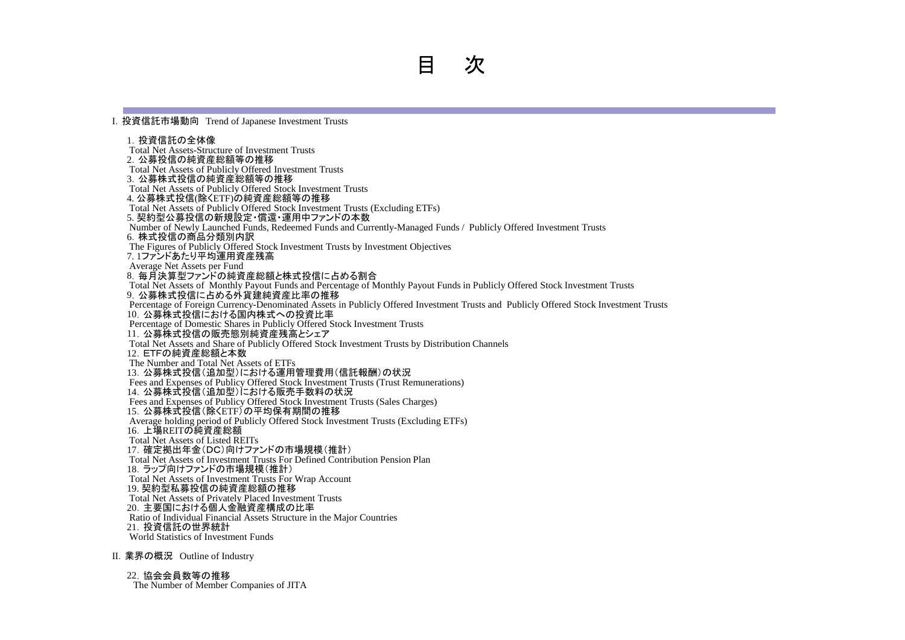# 目　次

## I. 投資信託市場動向　Trend of Japanese Investment Trusts

1. 投資信託の全体像
   Total Net Assets-Structure of Investment Trusts
2. 公募投信の純資産総額等の推移
   Total Net Assets of Publicly Offered Investment Trusts
3. 公募株式投信の純資産総額等の推移
   Total Net Assets of Publicly Offered Stock Investment Trusts
4. 公募株式投信(除くETF)の純資産総額等の推移
   Total Net Assets of Publicly Offered Stock Investment Trusts (Excluding ETFs)
5. 契約型公募投信の新規設定・償還・運用中ファンドの本数
   Number of Newly Launched Funds, Redeemed Funds and Currently-Managed Funds /  Publicly Offered Investment Trusts
6. 株式投信の商品分類別内訳
   The Figures of Publicly Offered Stock Investment Trusts by Investment Objectives
7. 1ファンドあたり平均運用資産残高
   Average Net Assets per Fund
8. 毎月決算型ファンドの純資産総額と株式投信に占める割合
   Total Net Assets of  Monthly Payout Funds and Percentage of Monthly Payout Funds in Publicly Offered Stock Investment Trusts
9. 公募株式投信に占める外貨建純資産比率の推移
   Percentage of Foreign Currency-Denominated Assets in Publicly Offered Investment Trusts and  Publicly Offered Stock Investment Trusts
10. 公募株式投信における国内株式への投資比率
    Percentage of Domestic Shares in Publicly Offered Stock Investment Trusts
11. 公募株式投信の販売態別純資産残高とシェア
    Total Net Assets and Share of Publicly Offered Stock Investment Trusts by Distribution Channels
12. ETFの純資産総額と本数
    The Number and Total Net Assets of ETFs
13. 公募株式投信（追加型）における運用管理費用（信託報酬）の状況
    Fees and Expenses of Publicy Offered Stock Investment Trusts (Trust Remunerations)
14. 公募株式投信（追加型）における販売手数料の状況
    Fees and Expenses of Publicy Offered Stock Investment Trusts (Sales Charges)
15. 公募株式投信（除くETF）の平均保有期間の推移
    Average holding period of Publicly Offered Stock Investment Trusts (Excluding ETFs)
16. 上場REITの純資産総額
    Total Net Assets of Listed REITs
17. 確定拠出年金（DC）向けファンドの市場規模（推計）
    Total Net Assets of Investment Trusts For Defined Contribution Pension Plan
18. ラップ向けファンドの市場規模（推計）
    Total Net Assets of Investment Trusts For Wrap Account
19. 契約型私募投信の純資産総額の推移
    Total Net Assets of Privately Placed Investment Trusts
20. 主要国における個人金融資産構成の比率
    Ratio of Individual Financial Assets Structure in the Major Countries
21. 投資信託の世界統計
    World Statistics of Investment Funds

## II. 業界の概況　Outline of Industry

22. 協会会員数等の推移
    The Number of Member Companies of JITA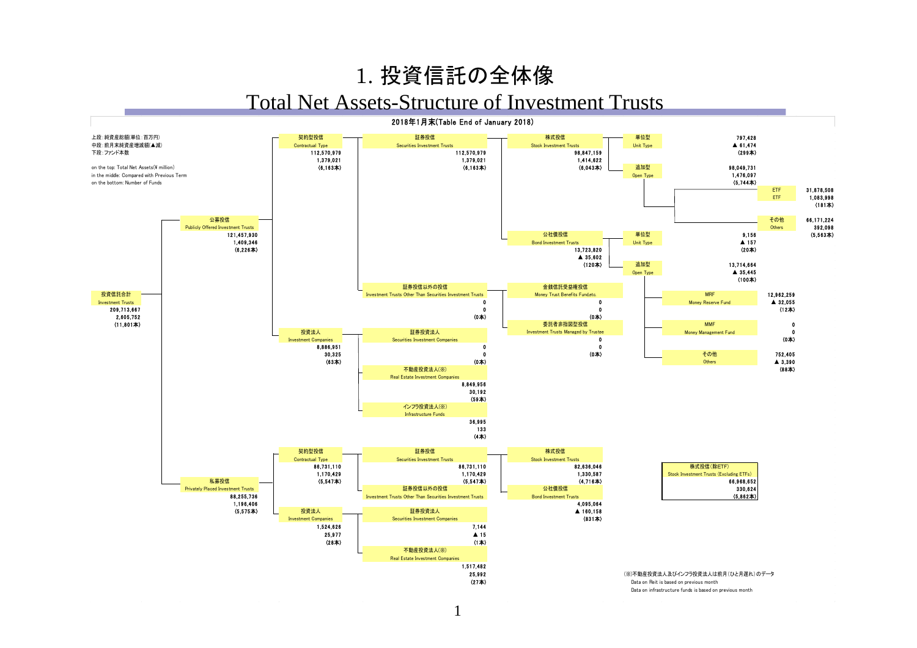# 1. 投資信託の全体像

## Total Net Assets-Structure of Investment Trusts

### 2018年1月末(Table End of January 2018)

上段：純資産総額(単位：百万円)
中段：前月末純資産増減額(▲減)
下段：ファンド本数

on the top: Total Net Assets(¥ million)
in the middle: Compared with Previous Term
on the bottom: Number of Funds

**投資信託合計 Investment Trusts**: 209,713,667 / 2,605,752 / (11,801本)

**公募投信 Publicly Offered Investment Trusts**: 121,457,930 / 1,409,346 / (6,226本)

| 区分 | 純資産総額 | 前月末比 | 本数 |
|---|---|---|---|
| 契約型投信 Contractual Type | 112,570,979 | 1,379,021 | (6,163本) |
| 証券投信 Securities Investment Trusts | 112,570,979 | 1,379,021 | (6,163本) |
| 株式投信 Stock Investment Trusts | 98,847,159 | 1,414,622 | (6,043本) |
| 株式投信 単位型 Unit Type | 797,428 | ▲ 61,474 | (299本) |
| 株式投信 追加型 Open Type | 98,049,731 | 1,476,097 | (5,744本) |
| 追加型 ETF | 31,878,508 | 1,083,998 | (181本) |
| 追加型 その他 Others | 66,171,224 | 392,098 | (5,563本) |
| 公社債投信 Bond Investment Trusts | 13,723,820 | ▲ 35,602 | (120本) |
| 公社債投信 単位型 Unit Type | 9,156 | ▲ 157 | (20本) |
| 公社債投信 追加型 Open Type | 13,714,664 | ▲ 35,445 | (100本) |
| MRF Money Reserve Fund | 12,962,259 | ▲ 32,055 | (12本) |
| MMF Money Management Fund | 0 | 0 | (0本) |
| その他 Others | 752,405 | ▲ 3,390 | (88本) |
| 証券投信以外の投信 Investment Trusts Other Than Securities Investment Trusts | 0 | 0 | (0本) |
| 金銭信託受益権投信 Money Trust Benefits Fund,etc. | 0 | 0 | (0本) |
| 委託者非指図型投信 Investment Trusts Managed by Trustee | 0 | 0 | (0本) |
| 投資法人 Investment Companies | 8,886,951 | 30,325 | (63本) |
| 証券投資法人 Securities Investment Companies | 0 | 0 | (0本) |
| 不動産投資法人(※) Real Estate Investment Companies | 8,849,956 | 30,192 | (59本) |
| インフラ投資法人(※) Infrastructure Funds | 36,995 | 133 | (4本) |

**私募投信 Privately Placed Investment Trusts**: 88,255,736 / 1,196,406 / (5,575本)

| 区分 | 純資産総額 | 前月末比 | 本数 |
|---|---|---|---|
| 契約型投信 Contractual Type | 86,731,110 | 1,170,429 | (5,547本) |
| 証券投信 Securities Investment Trusts | 86,731,110 | 1,170,429 | (5,547本) |
| 株式投信 Stock Investment Trusts | 82,636,046 | 1,330,587 | (4,716本) |
| 公社債投信 Bond Investment Trusts | 4,095,064 | ▲ 160,158 | (831本) |
| 証券投信以外の投信 Investment Trusts Other Than Securities Investment Trusts | | | |
| 投資法人 Investment Companies | 1,524,626 | 25,977 | (28本) |
| 証券投資法人 Securities Investment Companies | 7,144 | ▲ 15 | (1本) |
| 不動産投資法人(※) Real Estate Investment Companies | 1,517,482 | 25,992 | (27本) |

| 株式投信(除ETF) Stock Investment Trusts (Excluding ETFs) | |
|---|---|
| 純資産総額 | 66,968,652 |
| 前月末比 | 330,624 |
| 本数 | (5,862本) |

(※)不動産投資法人及びインフラ投資法人は前月(ひと月遅れ)のデータ
Data on Reit is based on previous month
Data on infrastructure funds is based on previous month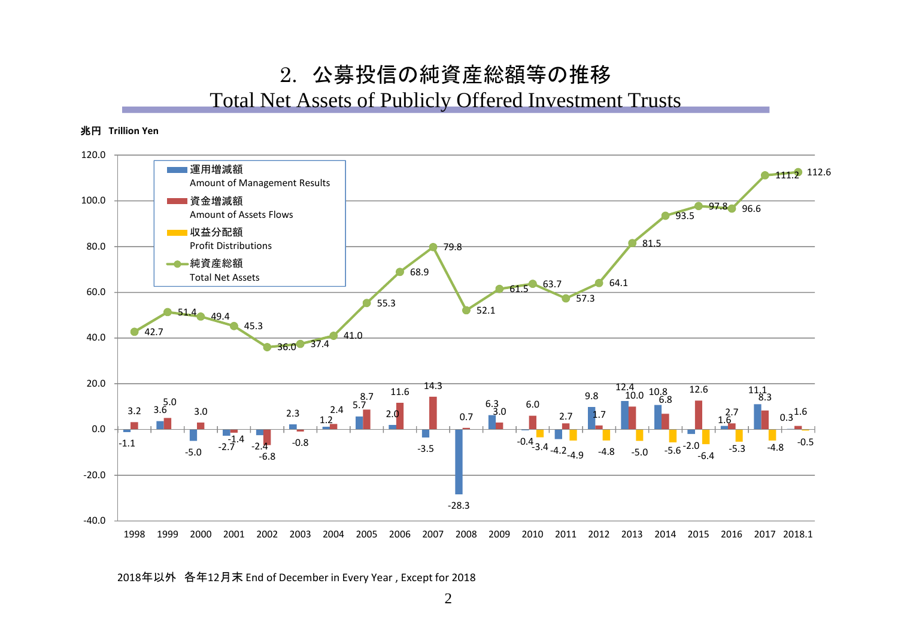# 2. 公募投信の純資産総額等の推移

## Total Net Assets of Publicly Offered Investment Trusts

兆円 Trillion Yen

| 年 | 運用増減額 Amount of Management Results | 資金増減額 Amount of Assets Flows | 収益分配額 Profit Distributions | 純資産総額 Total Net Assets |
|---|---|---|---|---|
| 1998 | -1.1 | 3.2 | | 42.7 |
| 1999 | 3.6 | 5.0 | | 51.4 |
| 2000 | -5.0 | 3.0 | | 49.4 |
| 2001 | -2.7 | -1.4 | | 45.3 |
| 2002 | -2.4 | -6.8 | | 36.0 |
| 2003 | 2.3 | -0.8 | | 37.4 |
| 2004 | 1.2 | 2.4 | | 41.0 |
| 2005 | 5.7 | 8.7 | | 55.3 |
| 2006 | 2.0 | 11.6 | | 68.9 |
| 2007 | -3.5 | 14.3 | | 79.8 |
| 2008 | -28.3 | 0.7 | | 52.1 |
| 2009 | 6.3 | 3.0 | | 61.5 |
| 2010 | -0.4 | 6.0 | -3.4 | 63.7 |
| 2011 | -4.2 | 2.7 | -4.9 | 57.3 |
| 2012 | 9.8 | 1.7 | -4.8 | 64.1 |
| 2013 | 12.4 | 10.0 | -5.0 | 81.5 |
| 2014 | 10.8 | 6.8 | -5.6 | 93.5 |
| 2015 | -2.0 | 12.6 | -6.4 | 97.8 |
| 2016 | 1.6 | 2.7 | -5.3 | 96.6 |
| 2017 | 11.1 | 8.3 | -4.8 | 111.2 |
| 2018.1 | 0.3 | 1.6 | -0.5 | 112.6 |

2018年以外 各年12月末 End of December in Every Year , Except for 2018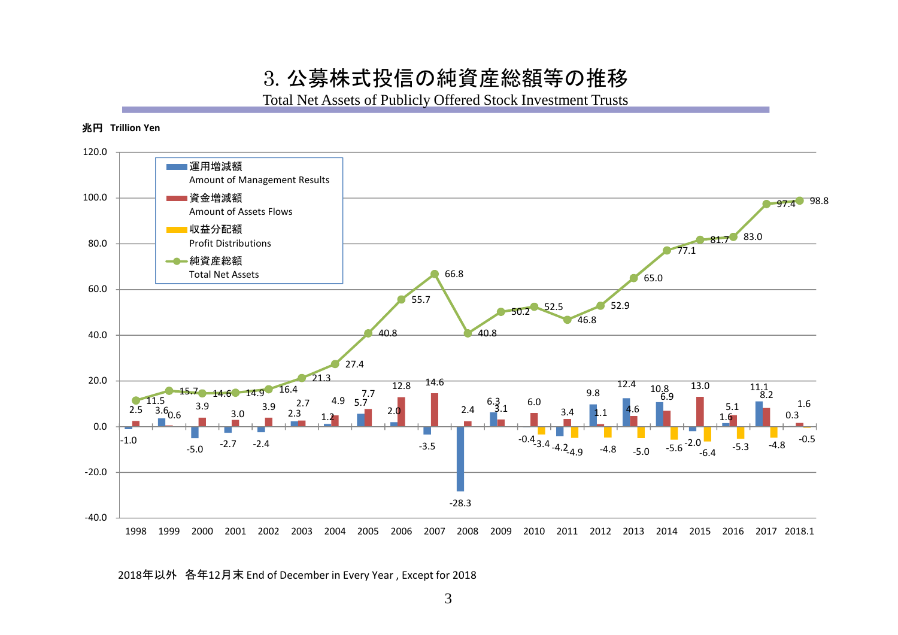# 3. 公募株式投信の純資産総額等の推移

Total Net Assets of Publicly Offered Stock Investment Trusts

兆円　Trillion Yen

| 年 Year | 運用増減額 Amount of Management Results | 資金増減額 Amount of Assets Flows | 収益分配額 Profit Distributions | 純資産総額 Total Net Assets |
|---|---|---|---|---|
| 1998 | -1.0 | 2.5 | | 11.5 |
| 1999 | 3.6 | 0.6 | | 15.7 |
| 2000 | -5.0 | 3.9 | | 14.6 |
| 2001 | -2.7 | 3.0 | | 14.9 |
| 2002 | -2.4 | 3.9 | | 16.4 |
| 2003 | 2.3 | 2.7 | | 21.3 |
| 2004 | 1.2 | 4.9 | | 27.4 |
| 2005 | 5.7 | 7.7 | | 40.8 |
| 2006 | 2.0 | 12.8 | | 55.7 |
| 2007 | -3.5 | 14.6 | | 66.8 |
| 2008 | -28.3 | 2.4 | | 40.8 |
| 2009 | 6.3 | 3.1 | | 50.2 |
| 2010 | -0.4 | 6.0 | -3.4 | 52.5 |
| 2011 | -4.2 | 3.4 | -4.9 | 46.8 |
| 2012 | 9.8 | 1.1 | -4.8 | 52.9 |
| 2013 | 12.4 | 4.6 | -5.0 | 65.0 |
| 2014 | 10.8 | 6.9 | -5.6 | 77.1 |
| 2015 | -2.0 | 13.0 | -6.4 | 81.7 |
| 2016 | 1.6 | 5.1 | -5.3 | 83.0 |
| 2017 | 11.1 | 8.2 | -4.8 | 97.4 |
| 2018.1 | 0.3 | 1.6 | -0.5 | 98.8 |

2018年以外　各年12月末 End of December in Every Year , Except for 2018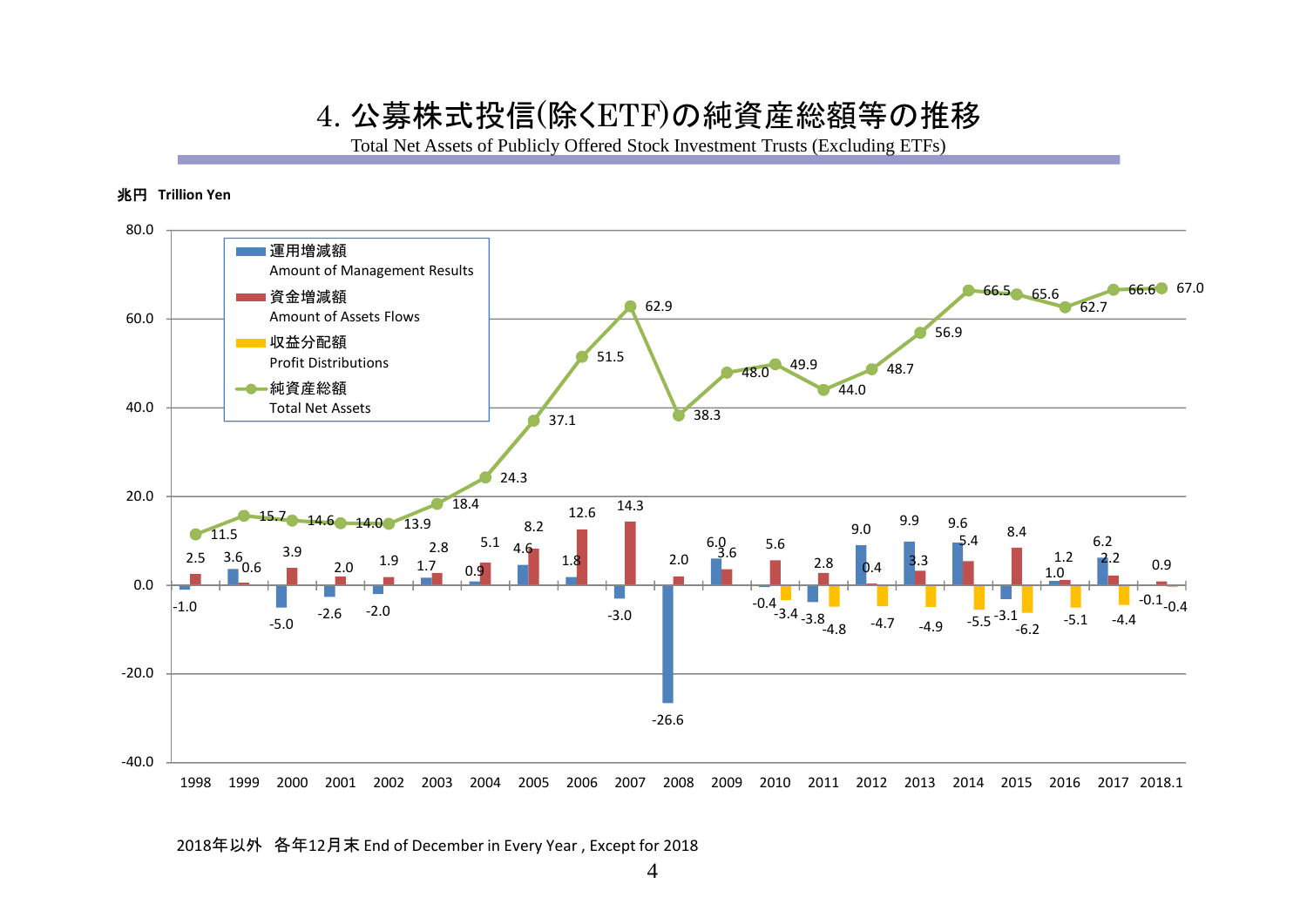# 4. 公募株式投信(除くETF)の純資産総額等の推移

Total Net Assets of Publicly Offered Stock Investment Trusts (Excluding ETFs)

兆円　Trillion Yen

| 年 | 運用増減額 Amount of Management Results | 資金増減額 Amount of Assets Flows | 収益分配額 Profit Distributions | 純資産総額 Total Net Assets |
|---|---|---|---|---|
| 1998 | -1.0 | 2.5 | | 11.5 |
| 1999 | 3.6 | 0.6 | | 15.7 |
| 2000 | -5.0 | 3.9 | | 14.6 |
| 2001 | -2.6 | 2.0 | | 14.0 |
| 2002 | -2.0 | 1.9 | | 13.9 |
| 2003 | 1.7 | 2.8 | | 18.4 |
| 2004 | 0.9 | 5.1 | | 24.3 |
| 2005 | 4.6 | 8.2 | | 37.1 |
| 2006 | 1.8 | 12.6 | | 51.5 |
| 2007 | -3.0 | 14.3 | | 62.9 |
| 2008 | -26.6 | 2.0 | | 38.3 |
| 2009 | 6.0 | 3.6 | | 48.0 |
| 2010 | -0.4 | 5.6 | -3.4 | 49.9 |
| 2011 | -3.8 | 2.8 | -4.8 | 44.0 |
| 2012 | 9.0 | 0.4 | -4.7 | 48.7 |
| 2013 | 9.9 | 3.3 | -4.9 | 56.9 |
| 2014 | 9.6 | 5.4 | -5.5 | 66.5 |
| 2015 | -3.1 | 8.4 | -6.2 | 65.6 |
| 2016 | 1.0 | 1.2 | -5.1 | 62.7 |
| 2017 | 6.2 | 2.2 | -4.4 | 66.6 |
| 2018.1 | -0.1 | 0.9 | -0.4 | 67.0 |

2018年以外　各年12月末 End of December in Every Year , Except for 2018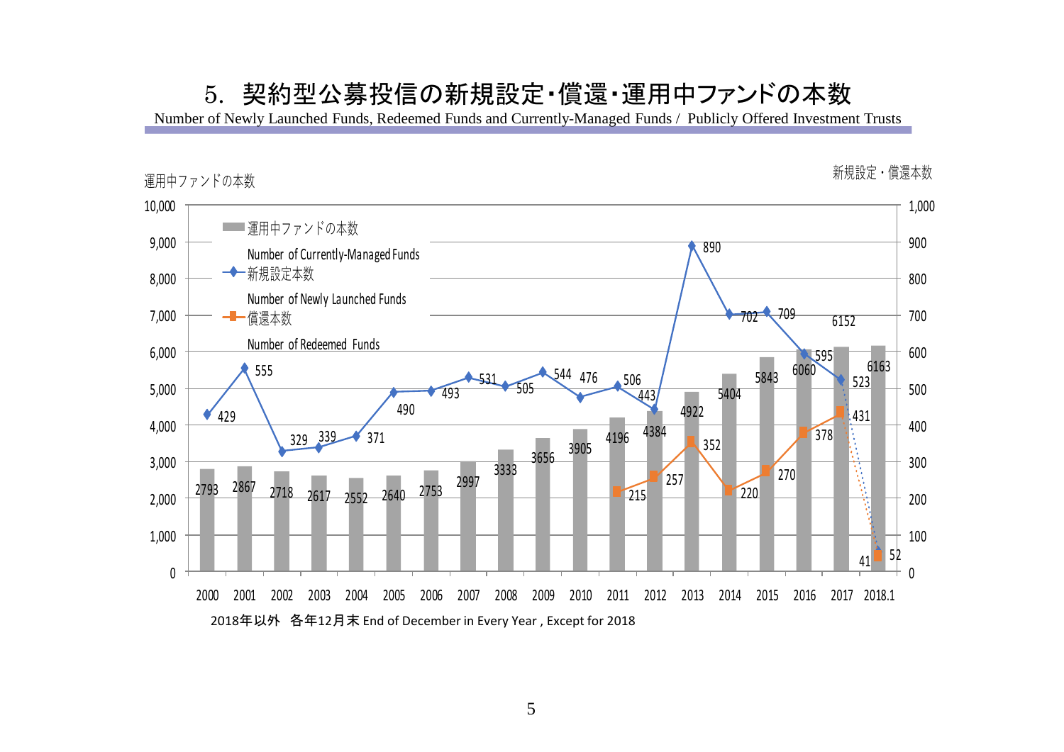# 5. 契約型公募投信の新規設定・償還・運用中ファンドの本数

Number of Newly Launched Funds, Redeemed Funds and Currently-Managed Funds / Publicly Offered Investment Trusts

| 年 | 運用中ファンドの本数 Number of Currently-Managed Funds | 新規設定本数 Number of Newly Launched Funds | 償還本数 Number of Redeemed Funds |
|---|---|---|---|
| 2000 | 2793 | 429 | |
| 2001 | 2867 | 555 | |
| 2002 | 2718 | 329 | |
| 2003 | 2617 | 339 | |
| 2004 | 2552 | 371 | |
| 2005 | 2640 | 490 | |
| 2006 | 2753 | 493 | |
| 2007 | 2997 | 531 | |
| 2008 | 3333 | 505 | |
| 2009 | 3656 | 544 | |
| 2010 | 3905 | 476 | |
| 2011 | 4196 | 506 | 215 |
| 2012 | 4384 | 443 | 257 |
| 2013 | 4922 | 890 | 352 |
| 2014 | 5404 | 702 | 220 |
| 2015 | 5843 | 709 | 270 |
| 2016 | 6060 | 595 | 378 |
| 2017 | 6152 | 523 | 431 |
| 2018.1 | 6163 | 52 | 41 |

2018年以外 各年12月末 End of December in Every Year , Except for 2018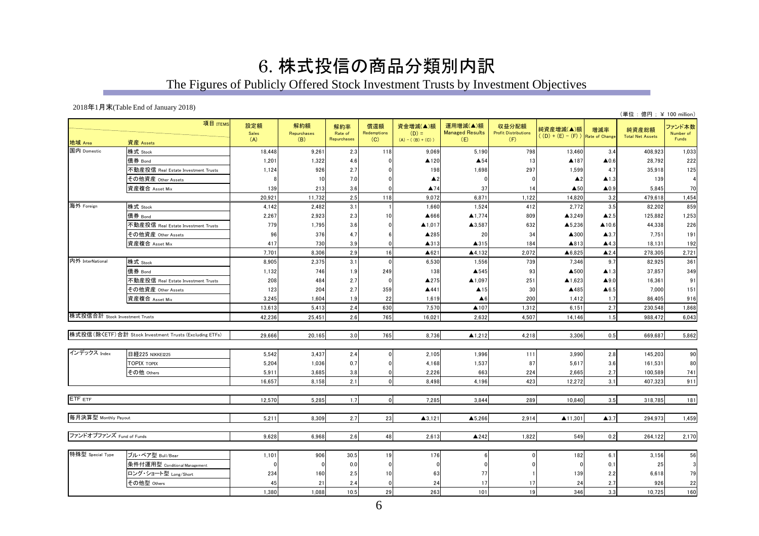# 6. 株式投信の商品分類別内訳

## The Figures of Publicly Offered Stock Investment Trusts by Investment Objectives

2018年1月末(Table End of January 2018)

（単位：億円：￥ 100 million）

| 地域 Area | 資産 Assets | 設定額 Sales (A) | 解約額 Repurchases (B) | 解約率 Rate of Repurchases | 償還額 Redemptions (C) | 資金増減(▲)額 (D) = (A) − ((B) + (C)) | 運用増減(▲)額 Managed Results (E) | 収益分配額 Profit Distributions (F) | 純資産増減(▲)額 ((D) + (E) − (F)) | 増減率 Rate of Change | 純資産総額 Total Net Assets | ファンド本数 Number of Funds |
|---|---|---|---|---|---|---|---|---|---|---|---|---|
| 国内 Domestic | 株式 Stock | 18,448 | 9,261 | 2.3 | 118 | 9,069 | 5,190 | 798 | 13,460 | 3.4 | 408,923 | 1,033 |
| | 債券 Bond | 1,201 | 1,322 | 4.6 | 0 | ▲120 | ▲54 | 13 | ▲187 | ▲0.6 | 28,792 | 222 |
| | 不動産投信 Real Estate Investment Trusts | 1,124 | 926 | 2.7 | 0 | 198 | 1,698 | 297 | 1,599 | 4.7 | 35,918 | 125 |
| | その他資産 Other Assets | 8 | 10 | 7.0 | 0 | ▲2 | 0 | 0 | ▲2 | ▲1.3 | 139 | 4 |
| | 資産複合 Asset Mix | 139 | 213 | 3.6 | 0 | ▲74 | 37 | 14 | ▲50 | ▲0.9 | 5,845 | 70 |
| | | 20,921 | 11,732 | 2.5 | 118 | 9,072 | 6,871 | 1,122 | 14,820 | 3.2 | 479,618 | 1,454 |
| 海外 Foreign | 株式 Stock | 4,142 | 2,482 | 3.1 | 1 | 1,660 | 1,524 | 412 | 2,772 | 3.5 | 82,202 | 859 |
| | 債券 Bond | 2,267 | 2,923 | 2.3 | 10 | ▲666 | ▲1,774 | 809 | ▲3,249 | ▲2.5 | 125,882 | 1,253 |
| | 不動産投信 Real Estate Investment Trusts | 779 | 1,795 | 3.6 | 0 | ▲1,017 | ▲3,587 | 632 | ▲5,236 | ▲10.6 | 44,338 | 226 |
| | その他資産 Other Assets | 96 | 376 | 4.7 | 6 | ▲285 | 20 | 34 | ▲300 | ▲3.7 | 7,751 | 191 |
| | 資産複合 Asset Mix | 417 | 730 | 3.9 | 0 | ▲313 | ▲315 | 184 | ▲813 | ▲4.3 | 18,131 | 192 |
| | | 7,701 | 8,306 | 2.9 | 16 | ▲621 | ▲4,132 | 2,072 | ▲6,825 | ▲2.4 | 278,305 | 2,721 |
| 内外 InterNational | 株式 Stock | 8,905 | 2,375 | 3.1 | 0 | 6,530 | 1,556 | 739 | 7,346 | 9.7 | 82,925 | 361 |
| | 債券 Bond | 1,132 | 746 | 1.9 | 249 | 138 | ▲545 | 93 | ▲500 | ▲1.3 | 37,857 | 349 |
| | 不動産投信 Real Estate Investment Trusts | 208 | 484 | 2.7 | 0 | ▲275 | ▲1,097 | 251 | ▲1,623 | ▲9.0 | 16,361 | 91 |
| | その他資産 Other Assets | 123 | 204 | 2.7 | 359 | ▲441 | ▲15 | 30 | ▲485 | ▲6.5 | 7,000 | 151 |
| | 資産複合 Asset Mix | 3,245 | 1,604 | 1.9 | 22 | 1,619 | ▲6 | 200 | 1,412 | 1.7 | 86,405 | 916 |
| | | 13,613 | 5,413 | 2.4 | 630 | 7,570 | ▲107 | 1,312 | 6,151 | 2.7 | 230,548 | 1,868 |
| 株式投信合計 Stock Investment Trusts | | 42,236 | 25,451 | 2.6 | 765 | 16,021 | 2,632 | 4,507 | 14,146 | 1.5 | 988,472 | 6,043 |
| 株式投信(除くETF)合計 Stock Investment Trusts (Excluding ETFs) | | 29,666 | 20,165 | 3.0 | 765 | 8,736 | ▲1,212 | 4,218 | 3,306 | 0.5 | 669,687 | 5,862 |
| インデックス Index | 日経225 NIKKEI225 | 5,542 | 3,437 | 2.4 | 0 | 2,105 | 1,996 | 111 | 3,990 | 2.8 | 145,203 | 90 |
| | TOPIX TOPIX | 5,204 | 1,036 | 0.7 | 0 | 4,168 | 1,537 | 87 | 5,617 | 3.6 | 161,531 | 80 |
| | その他 Others | 5,911 | 3,685 | 3.8 | 0 | 2,226 | 663 | 224 | 2,665 | 2.7 | 100,589 | 741 |
| | | 16,657 | 8,158 | 2.1 | 0 | 8,498 | 4,196 | 423 | 12,272 | 3.1 | 407,323 | 911 |
| ETF ETF | | 12,570 | 5,285 | 1.7 | 0 | 7,285 | 3,844 | 289 | 10,840 | 3.5 | 318,785 | 181 |
| 毎月決算型 Monthly Payout | | 5,211 | 8,309 | 2.7 | 23 | ▲3,121 | ▲5,266 | 2,914 | ▲11,301 | ▲3.7 | 294,973 | 1,459 |
| ファンドオブファンズ Fund of Funds | | 9,628 | 6,968 | 2.6 | 48 | 2,613 | ▲242 | 1,822 | 549 | 0.2 | 264,122 | 2,170 |
| 特殊型 Special Type | ブル・ベア型 Bull/Bear | 1,101 | 906 | 30.5 | 19 | 176 | 6 | 0 | 182 | 6.1 | 3,156 | 56 |
| | 条件付運用型 Conditional Management | 0 | 0 | 0.0 | 0 | 0 | 0 | 0 | 0 | 0.1 | 25 | 3 |
| | ロング・ショート型 Long/Short | 234 | 160 | 2.5 | 10 | 63 | 77 | 1 | 139 | 2.2 | 6,618 | 79 |
| | その他型 Others | 45 | 21 | 2.4 | 0 | 24 | 17 | 17 | 24 | 2.7 | 926 | 22 |
| | | 1,380 | 1,088 | 10.5 | 29 | 263 | 101 | 19 | 346 | 3.3 | 10,725 | 160 |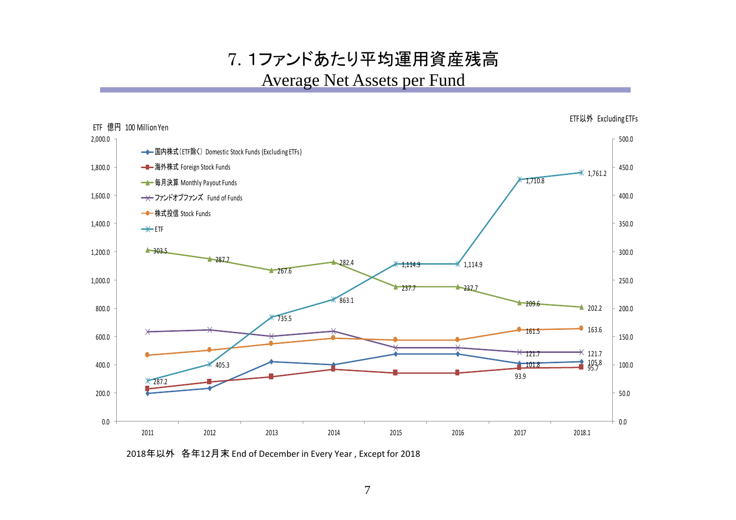# 7. 1ファンドあたり平均運用資産残高

## Average Net Assets per Fund

ETF 億円 100 Million Yen

ETF以外 Excluding ETFs

| | 2011 | 2012 | 2013 | 2014 | 2015 | 2016 | 2017 | 2018.1 |
|---|---|---|---|---|---|---|---|---|
| 国内株式（ETF除く） Domestic Stock Funds (Excluding ETFs) | | | | | | | 101.8 | 105.8 |
| 海外株式 Foreign Stock Funds | | | | | | | 93.9 | 95.7 |
| 毎月決算 Monthly Payout Funds | 303.5 | 287.7 | 267.6 | 282.4 | 237.7 | 237.7 | 209.6 | 202.2 |
| ファンドオブファンズ Fund of Funds | | | | | | | 121.7 | 121.7 |
| 株式投信 Stock Funds | | | | | | | 161.5 | 163.6 |
| ETF | 287.2 | 405.3 | 735.5 | 863.1 | 1,114.9 | 1,114.9 | 1,710.8 | 1,761.2 |

2018年以外 各年12月末 End of December in Every Year , Except for 2018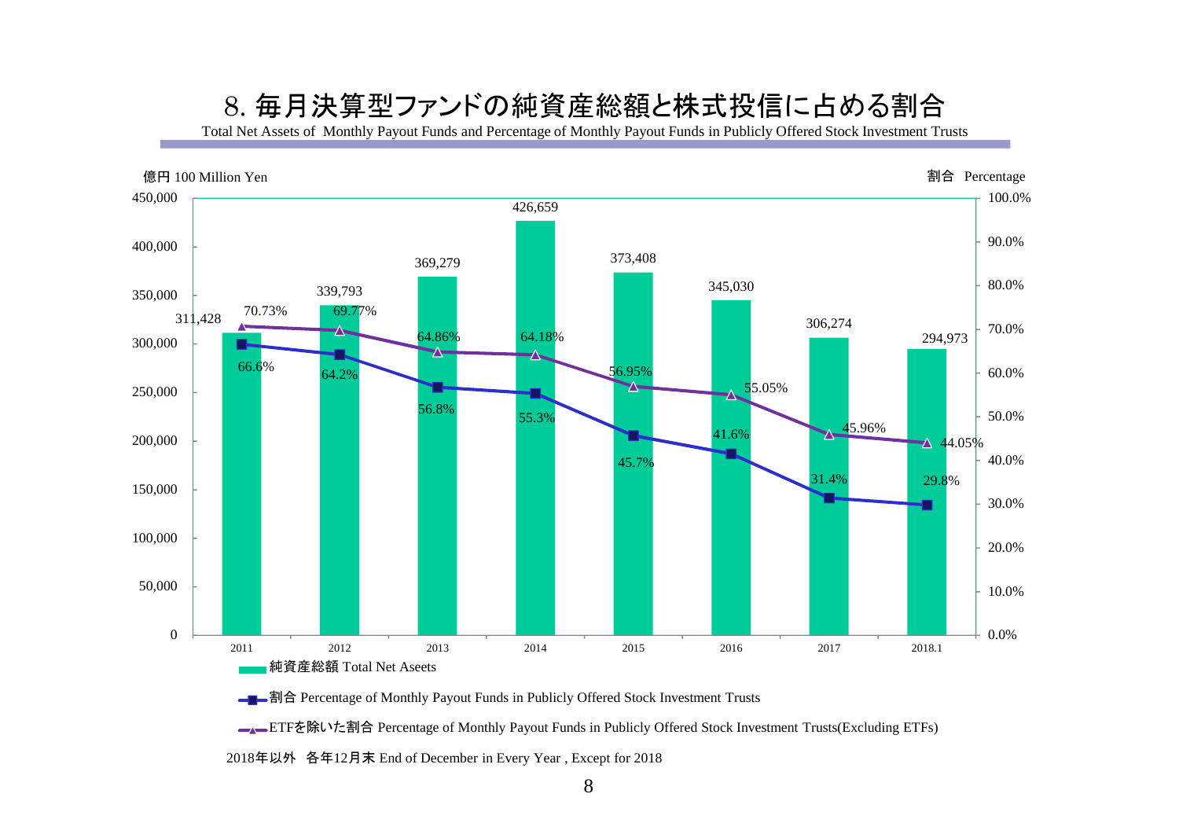# 8. 毎月決算型ファンドの純資産総額と株式投信に占める割合

Total Net Assets of Monthly Payout Funds and Percentage of Monthly Payout Funds in Publicly Offered Stock Investment Trusts

億円 100 Million Yen　　　　割合 Percentage

| 年 | 純資産総額 Total Net Aseets（億円） | 割合 Percentage of Monthly Payout Funds in Publicly Offered Stock Investment Trusts | ETFを除いた割合 Percentage of Monthly Payout Funds in Publicly Offered Stock Investment Trusts(Excluding ETFs) |
|---|---|---|---|
| 2011 | 311,428 | 66.6% | 70.73% |
| 2012 | 339,793 | 64.2% | 69.77% |
| 2013 | 369,279 | 56.8% | 64.86% |
| 2014 | 426,659 | 55.3% | 64.18% |
| 2015 | 373,408 | 45.7% | 56.95% |
| 2016 | 345,030 | 41.6% | 55.05% |
| 2017 | 306,274 | 31.4% | 45.96% |
| 2018.1 | 294,973 | 29.8% | 44.05% |

2018年以外　各年12月末 End of December in Every Year , Except for 2018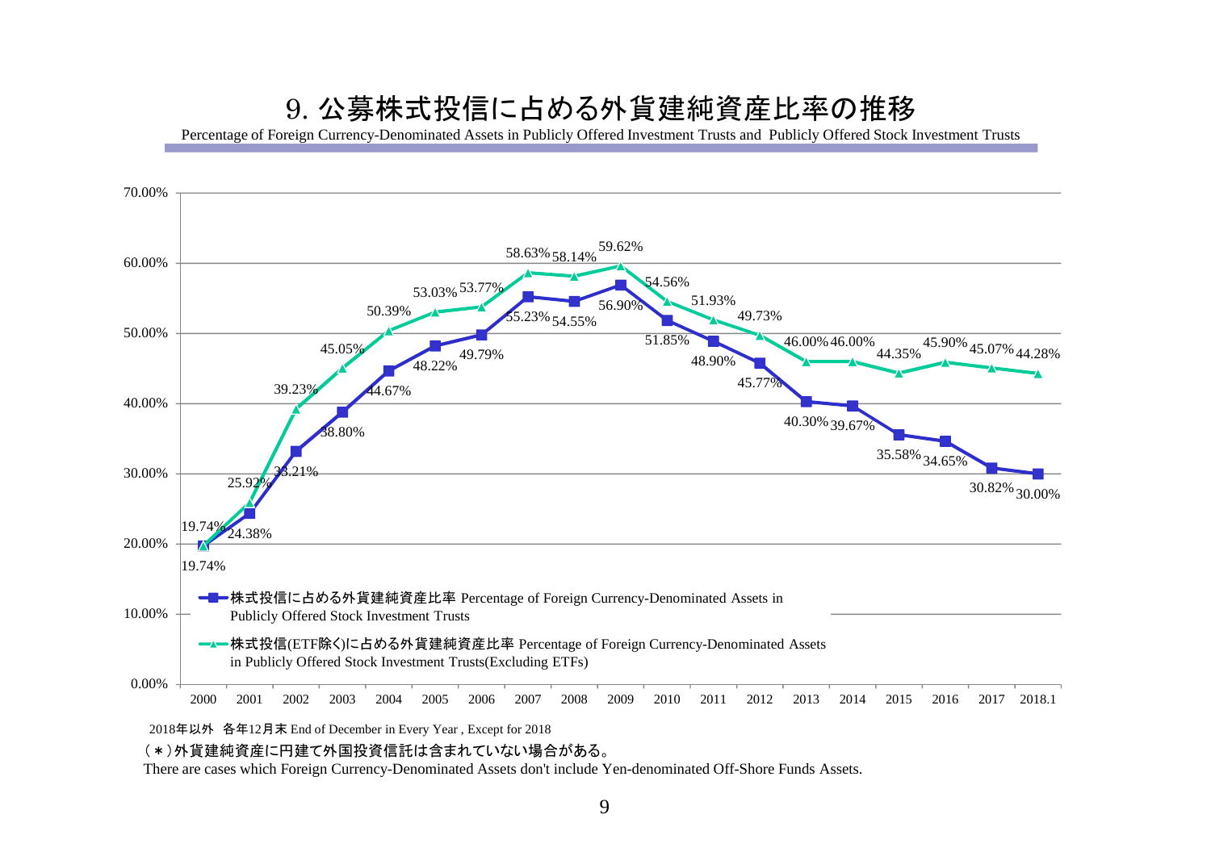# 9. 公募株式投信に占める外貨建純資産比率の推移

Percentage of Foreign Currency-Denominated Assets in Publicly Offered Investment Trusts and Publicly Offered Stock Investment Trusts

| 年 Year | 株式投信に占める外貨建純資産比率 Percentage of Foreign Currency-Denominated Assets in Publicly Offered Stock Investment Trusts | 株式投信(ETF除く)に占める外貨建純資産比率 Percentage of Foreign Currency-Denominated Assets in Publicly Offered Stock Investment Trusts(Excluding ETFs) |
|---|---|---|
| 2000 | 19.74% | 19.74% |
| 2001 | 24.38% | 25.92% |
| 2002 | 33.21% | 39.23% |
| 2003 | 38.80% | 45.05% |
| 2004 | 44.67% | 50.39% |
| 2005 | 48.22% | 53.03% |
| 2006 | 49.79% | 53.77% |
| 2007 | 55.23% | 58.63% |
| 2008 | 54.55% | 58.14% |
| 2009 | 56.90% | 59.62% |
| 2010 | 51.85% | 54.56% |
| 2011 | 48.90% | 51.93% |
| 2012 | 45.77% | 49.73% |
| 2013 | 40.30% | 46.00% |
| 2014 | 39.67% | 46.00% |
| 2015 | 35.58% | 44.35% |
| 2016 | 34.65% | 45.90% |
| 2017 | 30.82% | 45.07% |
| 2018.1 | 30.00% | 44.28% |

2018年以外　各年12月末 End of December in Every Year , Except for 2018

（＊）外貨建純資産に円建て外国投資信託は含まれていない場合がある。

There are cases which Foreign Currency-Denominated Assets don't include Yen-denominated Off-Shore Funds Assets.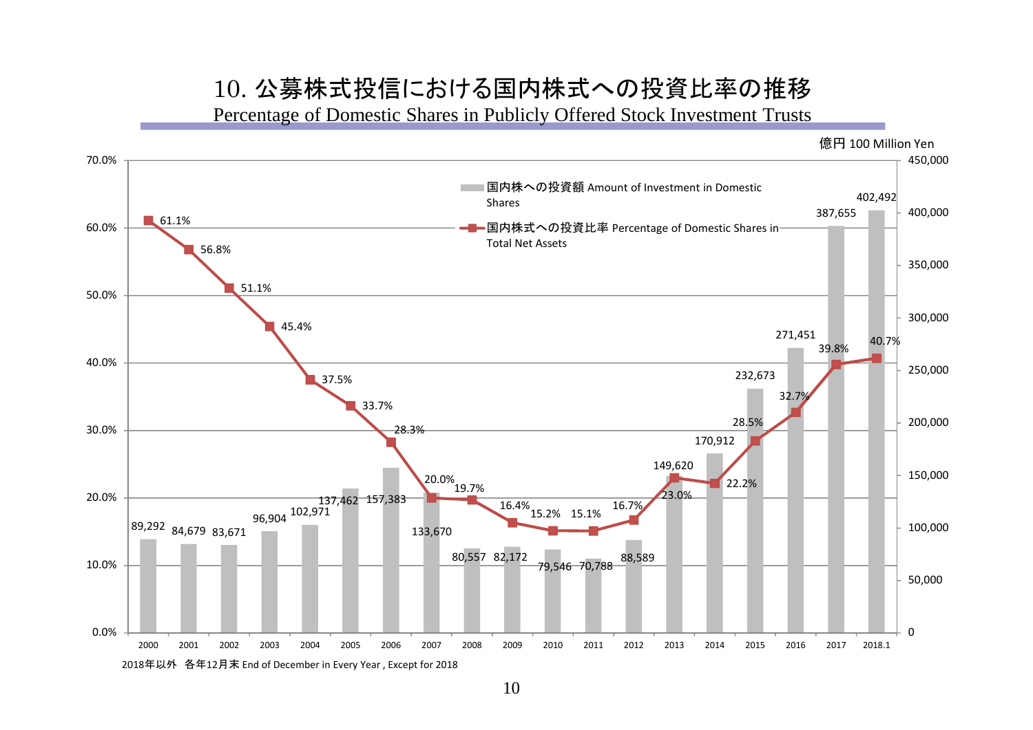# 10. 公募株式投信における国内株式への投資比率の推移

## Percentage of Domestic Shares in Publicly Offered Stock Investment Trusts

億円 100 Million Yen

| 年 Year | 国内株への投資額 Amount of Investment in Domestic Shares | 国内株式への投資比率 Percentage of Domestic Shares in Total Net Assets |
|---|---|---|
| 2000 | 89,292 | 61.1% |
| 2001 | 84,679 | 56.8% |
| 2002 | 83,671 | 51.1% |
| 2003 | 96,904 | 45.4% |
| 2004 | 102,971 | 37.5% |
| 2005 | 137,462 | 33.7% |
| 2006 | 157,383 | 28.3% |
| 2007 | 133,670 | 20.0% |
| 2008 | 80,557 | 19.7% |
| 2009 | 82,172 | 16.4% |
| 2010 | 79,546 | 15.2% |
| 2011 | 70,788 | 15.1% |
| 2012 | 88,589 | 16.7% |
| 2013 | 149,620 | 23.0% |
| 2014 | 170,912 | 22.2% |
| 2015 | 232,673 | 28.5% |
| 2016 | 271,451 | 32.7% |
| 2017 | 387,655 | 39.8% |
| 2018.1 | 402,492 | 40.7% |

2018年以外　各年12月末 End of December in Every Year , Except for 2018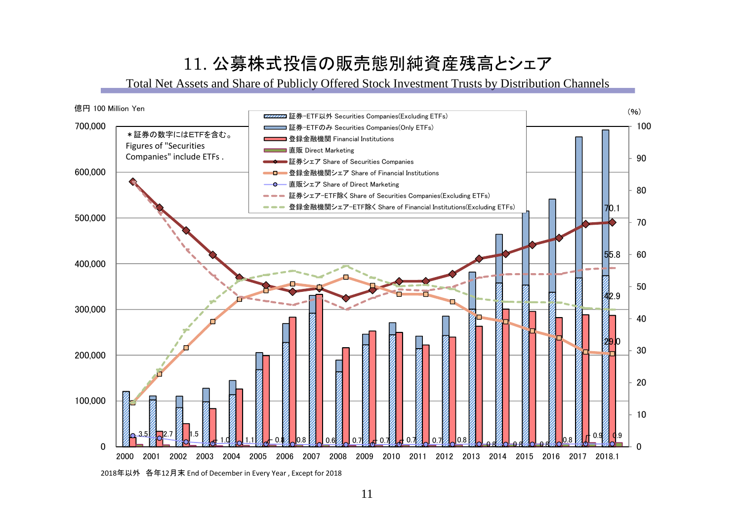# 11. 公募株式投信の販売態別純資産残高とシェア

Total Net Assets and Share of Publicly Offered Stock Investment Trusts by Distribution Channels

億円 100 Million Yen　　　　　　　　　　　　　　　　　　　　　　　　　　　　　　（%）

＊証券の数字にはETFを含む。
Figures of "Securities Companies" include ETFs .

- 証券−ETF以外 Securities Companies(Excluding ETFs)
- 証券−ETFのみ Securities Companies(Only ETFs)
- 登録金融機関 Financial Institutions
- 直販 Direct Marketing
- 証券シェア Share of Securities Companies
- 登録金融機関シェア Share of Financial Institutions
- 直販シェア Share of Direct Marketing
- 証券シェア−ETF除く Share of Securities Companies(Excluding ETFs)
- 登録金融機関シェア−ETF除く Share of Financial Institutions(Excluding ETFs)

| | 2000 | 2001 | 2002 | 2003 | 2004 | 2005 | 2006 | 2007 | 2008 | 2009 | 2010 | 2011 | 2012 | 2013 | 2014 | 2015 | 2016 | 2017 | 2018.1 |
|---|---|---|---|---|---|---|---|---|---|---|---|---|---|---|---|---|---|---|---|
| 直販シェア Share of Direct Marketing (%) | 3.5 | 2.7 | 1.5 | 1.0 | 1.1 | 0.8 | 0.8 | 0.6 | 0.7 | 0.7 | 0.7 | 0.7 | 0.8 | 0.8 | 0.8 | 0.8 | 0.8 | 0.9 | 0.9 |

2018.1: 証券シェア 70.1、証券シェア−ETF除く 55.8、登録金融機関シェア−ETF除く 42.9、登録金融機関シェア 29.0

2018年以外　各年12月末 End of December in Every Year , Except for 2018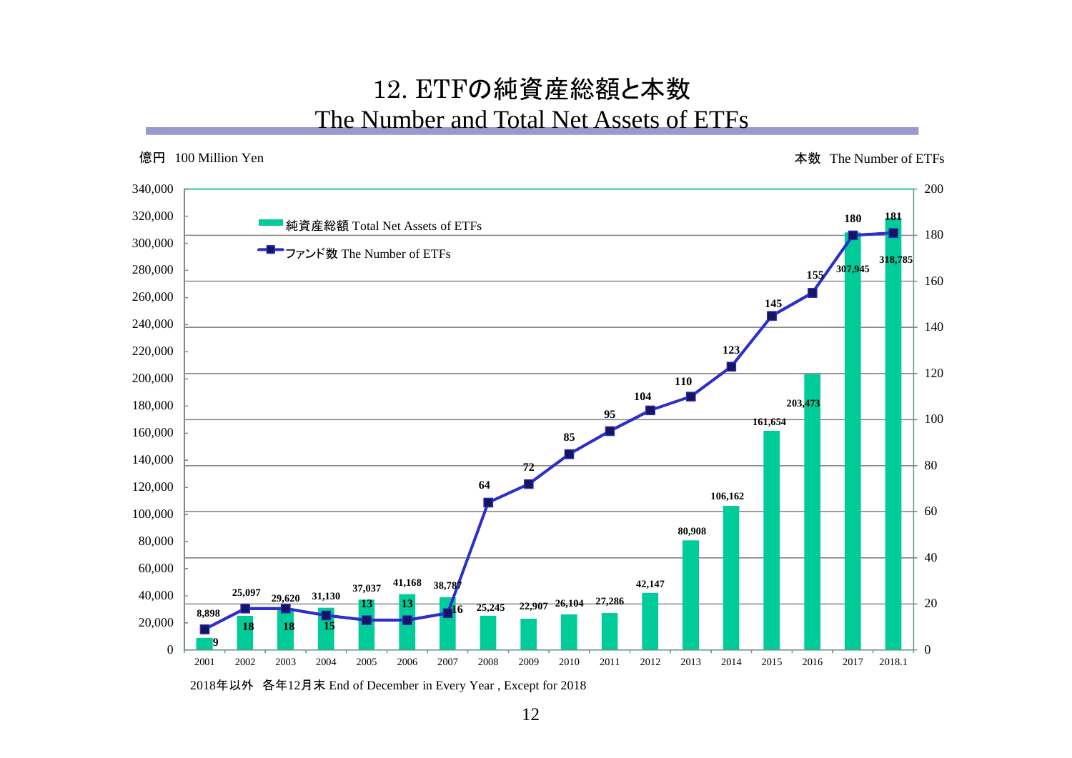# 12. ETFの純資産総額と本数
## The Number and Total Net Assets of ETFs

億円 100 Million Yen　　本数 The Number of ETFs

| 年 Year | 純資産総額 Total Net Assets of ETFs | ファンド数 The Number of ETFs |
|---|---|---|
| 2001 | 8,898 | 9 |
| 2002 | 25,097 | 18 |
| 2003 | 29,620 | 18 |
| 2004 | 31,130 | 15 |
| 2005 | 37,037 | 13 |
| 2006 | 41,168 | 13 |
| 2007 | 38,787 | 16 |
| 2008 | 25,245 | 64 |
| 2009 | 22,907 | 72 |
| 2010 | 26,104 | 85 |
| 2011 | 27,286 | 95 |
| 2012 | 42,147 | 104 |
| 2013 | 80,908 | 110 |
| 2014 | 106,162 | 123 |
| 2015 | 161,654 | 145 |
| 2016 | 203,473 | 155 |
| 2017 | 307,945 | 180 |
| 2018.1 | 318,785 | 181 |

2018年以外　各年12月末 End of December in Every Year , Except for 2018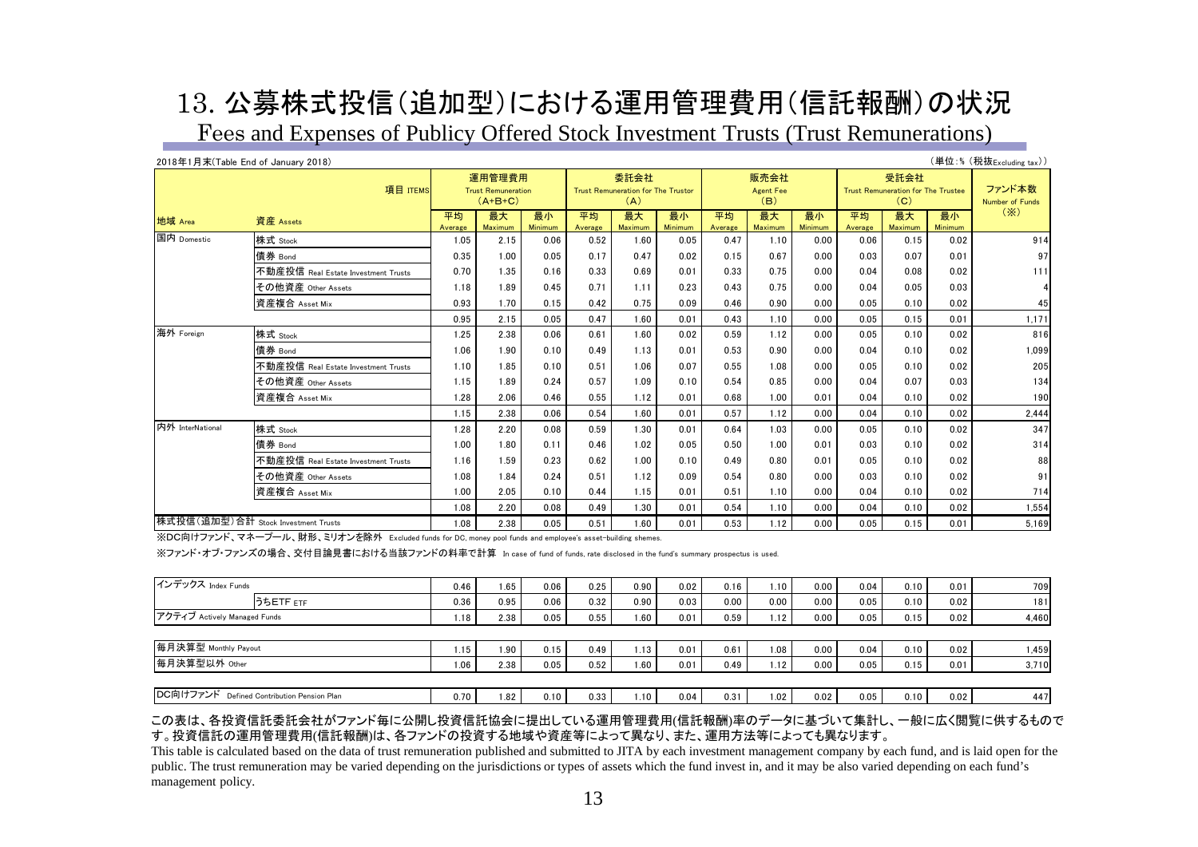# 13. 公募株式投信(追加型)における運用管理費用(信託報酬)の状況

## Fees and Expenses of Publicy Offered Stock Investment Trusts (Trust Remunerations)

2018年1月末(Table End of January 2018)

(単位:%(税抜Excluding tax))

| 地域 Area | 資産 Assets | 運用管理費用 Trust Remuneration (A+B+C) 平均 Average | 最大 Maximum | 最小 Minimum | 委託会社 Trust Remuneration for The Trustor (A) 平均 Average | 最大 Maximum | 最小 Minimum | 販売会社 Agent Fee (B) 平均 Average | 最大 Maximum | 最小 Minimum | 受託会社 Trust Remuneration for The Trustee (C) 平均 Average | 最大 Maximum | 最小 Minimum | ファンド本数 Number of Funds (※) |
|---|---|---|---|---|---|---|---|---|---|---|---|---|---|---|
| 国内 Domestic | 株式 Stock | 1.05 | 2.15 | 0.06 | 0.52 | 1.60 | 0.05 | 0.47 | 1.10 | 0.00 | 0.06 | 0.15 | 0.02 | 914 |
| | 債券 Bond | 0.35 | 1.00 | 0.05 | 0.17 | 0.47 | 0.02 | 0.15 | 0.67 | 0.00 | 0.03 | 0.07 | 0.01 | 97 |
| | 不動産投信 Real Estate Investment Trusts | 0.70 | 1.35 | 0.16 | 0.33 | 0.69 | 0.01 | 0.33 | 0.75 | 0.00 | 0.04 | 0.08 | 0.02 | 111 |
| | その他資産 Other Assets | 1.18 | 1.89 | 0.45 | 0.71 | 1.11 | 0.23 | 0.43 | 0.75 | 0.00 | 0.04 | 0.05 | 0.03 | 4 |
| | 資産複合 Asset Mix | 0.93 | 1.70 | 0.15 | 0.42 | 0.75 | 0.09 | 0.46 | 0.90 | 0.00 | 0.05 | 0.10 | 0.02 | 45 |
| | | 0.95 | 2.15 | 0.05 | 0.47 | 1.60 | 0.01 | 0.43 | 1.10 | 0.00 | 0.05 | 0.15 | 0.01 | 1,171 |
| 海外 Foreign | 株式 Stock | 1.25 | 2.38 | 0.06 | 0.61 | 1.60 | 0.02 | 0.59 | 1.12 | 0.00 | 0.05 | 0.10 | 0.02 | 816 |
| | 債券 Bond | 1.06 | 1.90 | 0.10 | 0.49 | 1.13 | 0.01 | 0.53 | 0.90 | 0.00 | 0.04 | 0.10 | 0.02 | 1,099 |
| | 不動産投信 Real Estate Investment Trusts | 1.10 | 1.85 | 0.10 | 0.51 | 1.06 | 0.07 | 0.55 | 1.08 | 0.00 | 0.05 | 0.10 | 0.02 | 205 |
| | その他資産 Other Assets | 1.15 | 1.89 | 0.24 | 0.57 | 1.09 | 0.10 | 0.54 | 0.85 | 0.00 | 0.04 | 0.07 | 0.03 | 134 |
| | 資産複合 Asset Mix | 1.28 | 2.06 | 0.46 | 0.55 | 1.12 | 0.01 | 0.68 | 1.00 | 0.01 | 0.04 | 0.10 | 0.02 | 190 |
| | | 1.15 | 2.38 | 0.06 | 0.54 | 1.60 | 0.01 | 0.57 | 1.12 | 0.00 | 0.04 | 0.10 | 0.02 | 2,444 |
| 内外 InterNational | 株式 Stock | 1.28 | 2.20 | 0.08 | 0.59 | 1.30 | 0.01 | 0.64 | 1.03 | 0.00 | 0.05 | 0.10 | 0.02 | 347 |
| | 債券 Bond | 1.00 | 1.80 | 0.11 | 0.46 | 1.02 | 0.05 | 0.50 | 1.00 | 0.01 | 0.03 | 0.10 | 0.02 | 314 |
| | 不動産投信 Real Estate Investment Trusts | 1.16 | 1.59 | 0.23 | 0.62 | 1.00 | 0.10 | 0.49 | 0.80 | 0.01 | 0.05 | 0.10 | 0.02 | 88 |
| | その他資産 Other Assets | 1.08 | 1.84 | 0.24 | 0.51 | 1.12 | 0.09 | 0.54 | 0.80 | 0.00 | 0.03 | 0.10 | 0.02 | 91 |
| | 資産複合 Asset Mix | 1.00 | 2.05 | 0.10 | 0.44 | 1.15 | 0.01 | 0.51 | 1.10 | 0.00 | 0.04 | 0.10 | 0.02 | 714 |
| | | 1.08 | 2.20 | 0.08 | 0.49 | 1.30 | 0.01 | 0.54 | 1.10 | 0.00 | 0.04 | 0.10 | 0.02 | 1,554 |
| 株式投信(追加型)合計 Stock Investment Trusts | | 1.08 | 2.38 | 0.05 | 0.51 | 1.60 | 0.01 | 0.53 | 1.12 | 0.00 | 0.05 | 0.15 | 0.01 | 5,169 |

※DC向けファンド、マネープール、財形、ミリオンを除外 Excluded funds for DC, money pool funds and employee's asset-building shemes.

※ファンド・オブ・ファンズの場合、交付目論見書における当該ファンドの料率で計算 In case of fund of funds, rate disclosed in the fund's summary prospectus is used.

| 区分 | | 平均 | 最大 | 最小 | 平均 | 最大 | 最小 | 平均 | 最大 | 最小 | 平均 | 最大 | 最小 | ファンド本数 |
|---|---|---|---|---|---|---|---|---|---|---|---|---|---|---|
| インデックス Index Funds | | 0.46 | 1.65 | 0.06 | 0.25 | 0.90 | 0.02 | 0.16 | 1.10 | 0.00 | 0.04 | 0.10 | 0.01 | 709 |
| | うちETF ETF | 0.36 | 0.95 | 0.06 | 0.32 | 0.90 | 0.03 | 0.00 | 0.00 | 0.00 | 0.05 | 0.10 | 0.02 | 181 |
| アクティブ Actively Managed Funds | | 1.18 | 2.38 | 0.05 | 0.55 | 1.60 | 0.01 | 0.59 | 1.12 | 0.00 | 0.05 | 0.15 | 0.02 | 4,460 |
| 毎月決算型 Monthly Payout | | 1.15 | 1.90 | 0.15 | 0.49 | 1.13 | 0.01 | 0.61 | 1.08 | 0.00 | 0.04 | 0.10 | 0.02 | 1,459 |
| 毎月決算型以外 Other | | 1.06 | 2.38 | 0.05 | 0.52 | 1.60 | 0.01 | 0.49 | 1.12 | 0.00 | 0.05 | 0.15 | 0.01 | 3,710 |
| DC向けファンド Defined Contribution Pension Plan | | 0.70 | 1.82 | 0.10 | 0.33 | 1.10 | 0.04 | 0.31 | 1.02 | 0.02 | 0.05 | 0.10 | 0.02 | 447 |

この表は、各投資信託委託会社がファンド毎に公開し投資信託協会に提出している運用管理費用(信託報酬)率のデータに基づいて集計し、一般に広く閲覧に供するものです。投資信託の運用管理費用(信託報酬)は、各ファンドの投資する地域や資産等によって異なり、また、運用方法等によっても異なります。

This table is calculated based on the data of trust remuneration published and submitted to JITA by each investment management company by each fund, and is laid open for the public. The trust remuneration may be varied depending on the jurisdictions or types of assets which the fund invest in, and it may be also varied depending on each fund's management policy.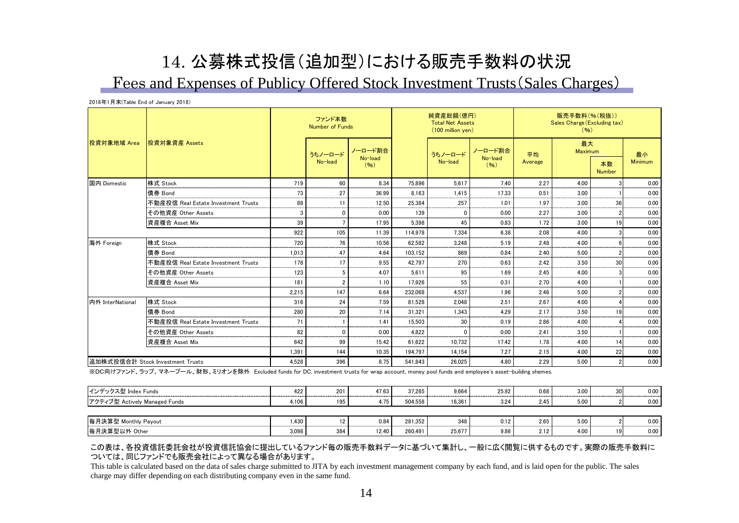# 14. 公募株式投信(追加型)における販売手数料の状況

## Fees and Expenses of Publicy Offered Stock Investment Trusts(Sales Charges)

2018年1月末(Table End of January 2018)

| 投資対象地域 Area | 投資対象資産 Assets | ファンド本数 Number of Funds | | | 純資産総額(億円) Total Net Assets (100 million yen) | | | 販売手数料(%(税抜)) Sales Charge(Excluding tax) (%) | | | |
|---|---|---|---|---|---|---|---|---|---|---|---|
| | | | うちノーロード No-load | ノーロード割合 No-load (%) | | うちノーロード No-load | ノーロード割合 No-load (%) | 平均 Average | 最大 Maximum | 本数 Number | 最小 Minimum |
| 国内 Domestic | 株式 Stock | 719 | 60 | 8.34 | 75,896 | 5,617 | 7.40 | 2.27 | 4.00 | 3 | 0.00 |
| | 債券 Bond | 73 | 27 | 36.99 | 8,163 | 1,415 | 17.33 | 0.51 | 3.00 | 1 | 0.00 |
| | 不動産投信 Real Estate Investment Trusts | 88 | 11 | 12.50 | 25,384 | 257 | 1.01 | 1.97 | 3.00 | 36 | 0.00 |
| | その他資産 Other Assets | 3 | 0 | 0.00 | 139 | 0 | 0.00 | 2.27 | 3.00 | 2 | 0.00 |
| | 資産複合 Asset Mix | 39 | 7 | 17.95 | 5,398 | 45 | 0.83 | 1.72 | 3.00 | 19 | 0.00 |
| | | 922 | 105 | 11.39 | 114,978 | 7,334 | 6.38 | 2.08 | 4.00 | 3 | 0.00 |
| 海外 Foreign | 株式 Stock | 720 | 76 | 10.56 | 62,582 | 3,248 | 5.19 | 2.48 | 4.00 | 6 | 0.00 |
| | 債券 Bond | 1,013 | 47 | 4.64 | 103,152 | 869 | 0.84 | 2.40 | 5.00 | 2 | 0.00 |
| | 不動産投信 Real Estate Investment Trusts | 178 | 17 | 9.55 | 42,797 | 270 | 0.63 | 2.42 | 3.50 | 30 | 0.00 |
| | その他資産 Other Assets | 123 | 5 | 4.07 | 5,611 | 95 | 1.69 | 2.45 | 4.00 | 3 | 0.00 |
| | 資産複合 Asset Mix | 181 | 2 | 1.10 | 17,926 | 55 | 0.31 | 2.70 | 4.00 | 1 | 0.00 |
| | | 2,215 | 147 | 6.64 | 232,068 | 4,537 | 1.96 | 2.46 | 5.00 | 2 | 0.00 |
| 内外 InterNational | 株式 Stock | 316 | 24 | 7.59 | 81,528 | 2,048 | 2.51 | 2.67 | 4.00 | 4 | 0.00 |
| | 債券 Bond | 280 | 20 | 7.14 | 31,321 | 1,343 | 4.29 | 2.17 | 3.50 | 19 | 0.00 |
| | 不動産投信 Real Estate Investment Trusts | 71 | 1 | 1.41 | 15,503 | 30 | 0.19 | 2.86 | 4.00 | 4 | 0.00 |
| | その他資産 Other Assets | 82 | 0 | 0.00 | 4,822 | 0 | 0.00 | 2.41 | 3.50 | 1 | 0.00 |
| | 資産複合 Asset Mix | 642 | 99 | 15.42 | 61,622 | 10,732 | 17.42 | 1.78 | 4.00 | 14 | 0.00 |
| | | 1,391 | 144 | 10.35 | 194,797 | 14,154 | 7.27 | 2.15 | 4.00 | 22 | 0.00 |
| 追加株式投信合計 Stock Investment Trusts | | 4,528 | 396 | 8.75 | 541,843 | 26,025 | 4.80 | 2.29 | 5.00 | 2 | 0.00 |

※DC向けファンド、ラップ、マネープール、財形、ミリオンを除外 Excluded funds for DC, investment trusts for wrap account, money pool funds and employee's asset-building shemes.

| | ファンド本数 | うちノーロード | ノーロード割合 (%) | 純資産総額 | うちノーロード | ノーロード割合 (%) | 平均 | 最大 | 本数 | 最小 |
|---|---|---|---|---|---|---|---|---|---|---|
| インデックス型 Index Funds | 422 | 201 | 47.63 | 37,285 | 9,664 | 25.92 | 0.68 | 3.00 | 30 | 0.00 |
| アクティブ型 Actively Managed Funds | 4,106 | 195 | 4.75 | 504,558 | 16,361 | 3.24 | 2.45 | 5.00 | 2 | 0.00 |
| 毎月決算型 Monthly Payout | 1,430 | 12 | 0.84 | 281,352 | 348 | 0.12 | 2.65 | 5.00 | 2 | 0.00 |
| 毎月決算型以外 Other | 3,098 | 384 | 12.40 | 260,491 | 25,677 | 9.86 | 2.12 | 4.00 | 19 | 0.00 |

この表は、各投資信託委託会社が投資信託協会に提出しているファンド毎の販売手数料データに基づいて集計し、一般に広く閲覧に供するものです。実際の販売手数料については、同じファンドでも販売会社によって異なる場合があります。

This table is calculated based on the data of sales charge submitted to JITA by each investment management company by each fund, and is laid open for the public. The sales charge may differ depending on each distributing company even in the same fund.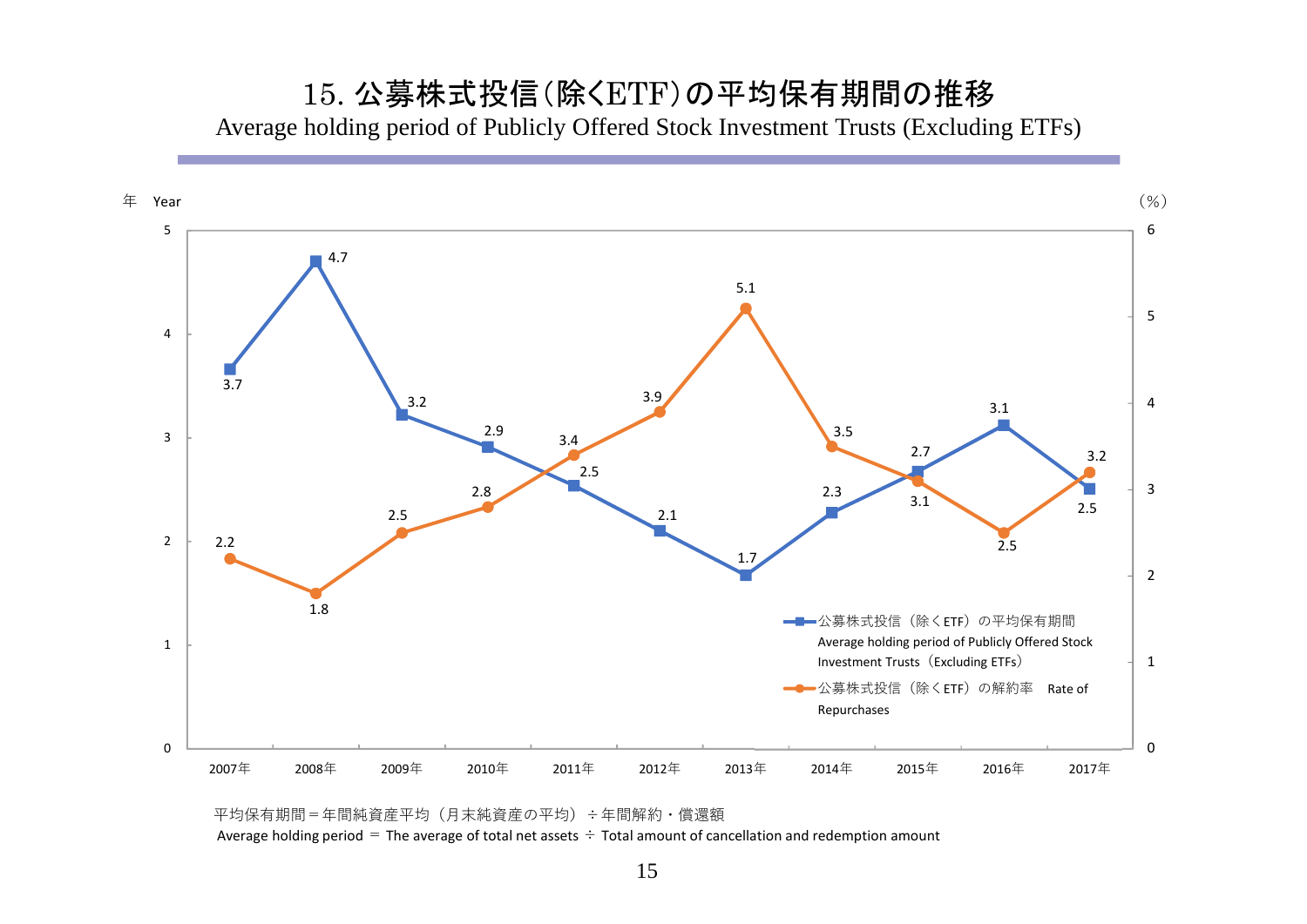# 15. 公募株式投信（除くETF）の平均保有期間の推移

Average holding period of Publicly Offered Stock Investment Trusts (Excluding ETFs)

| | 2007年 | 2008年 | 2009年 | 2010年 | 2011年 | 2012年 | 2013年 | 2014年 | 2015年 | 2016年 | 2017年 |
|---|---|---|---|---|---|---|---|---|---|---|---|
| 公募株式投信（除くETF）の平均保有期間 Average holding period of Publicly Offered Stock Investment Trusts（Excluding ETFs）（年 Year） | 3.7 | 4.7 | 3.2 | 2.9 | 2.5 | 2.1 | 1.7 | 2.3 | 2.7 | 3.1 | 2.5 |
| 公募株式投信（除くETF）の解約率 Rate of Repurchases（%） | 2.2 | 1.8 | 2.5 | 2.8 | 3.4 | 3.9 | 5.1 | 3.5 | 3.1 | 2.5 | 3.2 |

平均保有期間＝年間純資産平均（月末純資産の平均）÷年間解約・償還額

Average holding period ＝ The average of total net assets ÷ Total amount of cancellation and redemption amount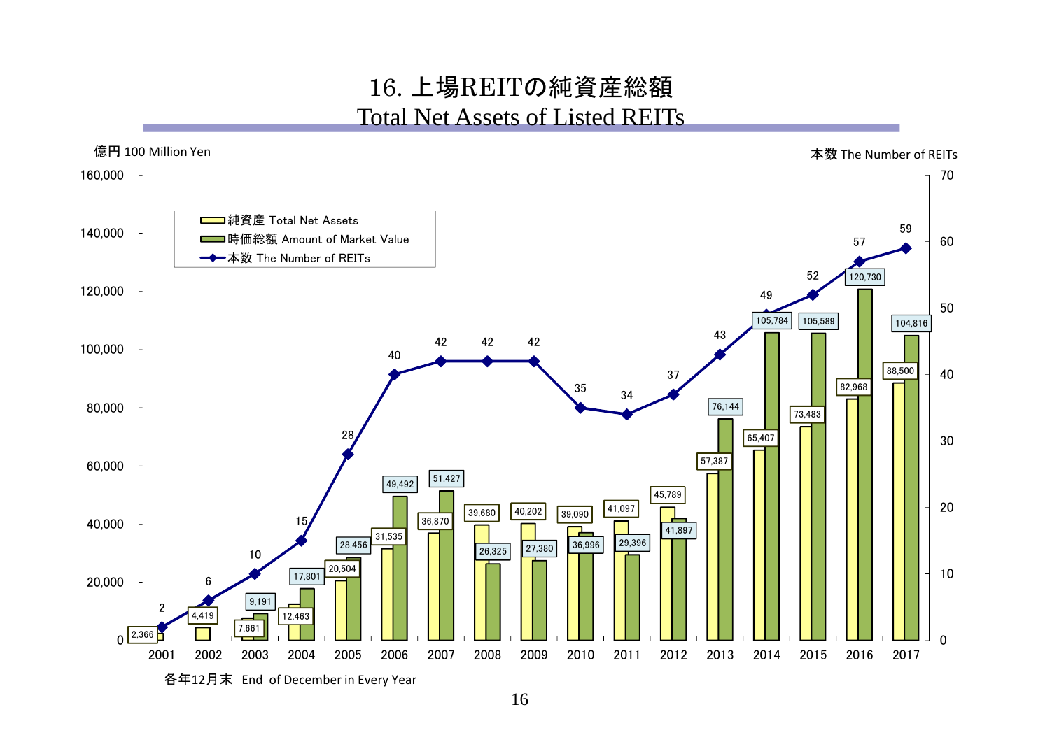# 16. 上場REITの純資産総額
## Total Net Assets of Listed REITs

億円 100 Million Yen　　　本数 The Number of REITs

| 年 Year | 純資産 Total Net Assets | 時価総額 Amount of Market Value | 本数 The Number of REITs |
|---|---|---|---|
| 2001 | | 2,366 | 2 |
| 2002 | | 4,419 | 6 |
| 2003 | 7,661 | 9,191 | 10 |
| 2004 | 12,463 | 17,801 | 15 |
| 2005 | 20,504 | 28,456 | 28 |
| 2006 | 31,535 | 49,492 | 40 |
| 2007 | 36,870 | 51,427 | 42 |
| 2008 | 39,680 | 26,325 | 42 |
| 2009 | 40,202 | 27,380 | 42 |
| 2010 | 39,090 | 36,996 | 35 |
| 2011 | 41,097 | 29,396 | 34 |
| 2012 | 45,789 | 41,897 | 37 |
| 2013 | 57,387 | 76,144 | 43 |
| 2014 | 65,407 | 105,784 | 49 |
| 2015 | 73,483 | 105,589 | 52 |
| 2016 | 82,968 | 120,730 | 57 |
| 2017 | 88,500 | 104,816 | 59 |

各年12月末　End of December in Every Year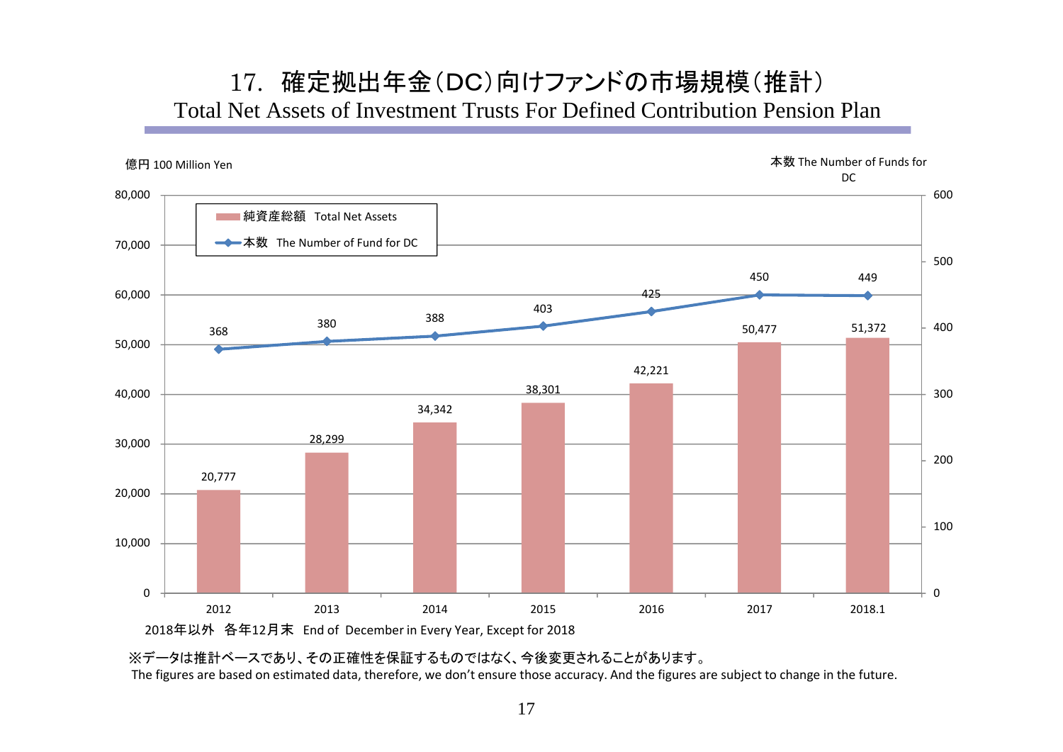# 17. 確定拠出年金（DC）向けファンドの市場規模（推計）

## Total Net Assets of Investment Trusts For Defined Contribution Pension Plan

億円 100 Million Yen

本数 The Number of Funds for DC

| | 2012 | 2013 | 2014 | 2015 | 2016 | 2017 | 2018.1 |
|---|---|---|---|---|---|---|---|
| 純資産総額 Total Net Assets | 20,777 | 28,299 | 34,342 | 38,301 | 42,221 | 50,477 | 51,372 |
| 本数 The Number of Fund for DC | 368 | 380 | 388 | 403 | 425 | 450 | 449 |

2018年以外 各年12月末 End of December in Every Year, Except for 2018

※データは推計ベースであり、その正確性を保証するものではなく、今後変更されることがあります。
The figures are based on estimated data, therefore, we don't ensure those accuracy. And the figures are subject to change in the future.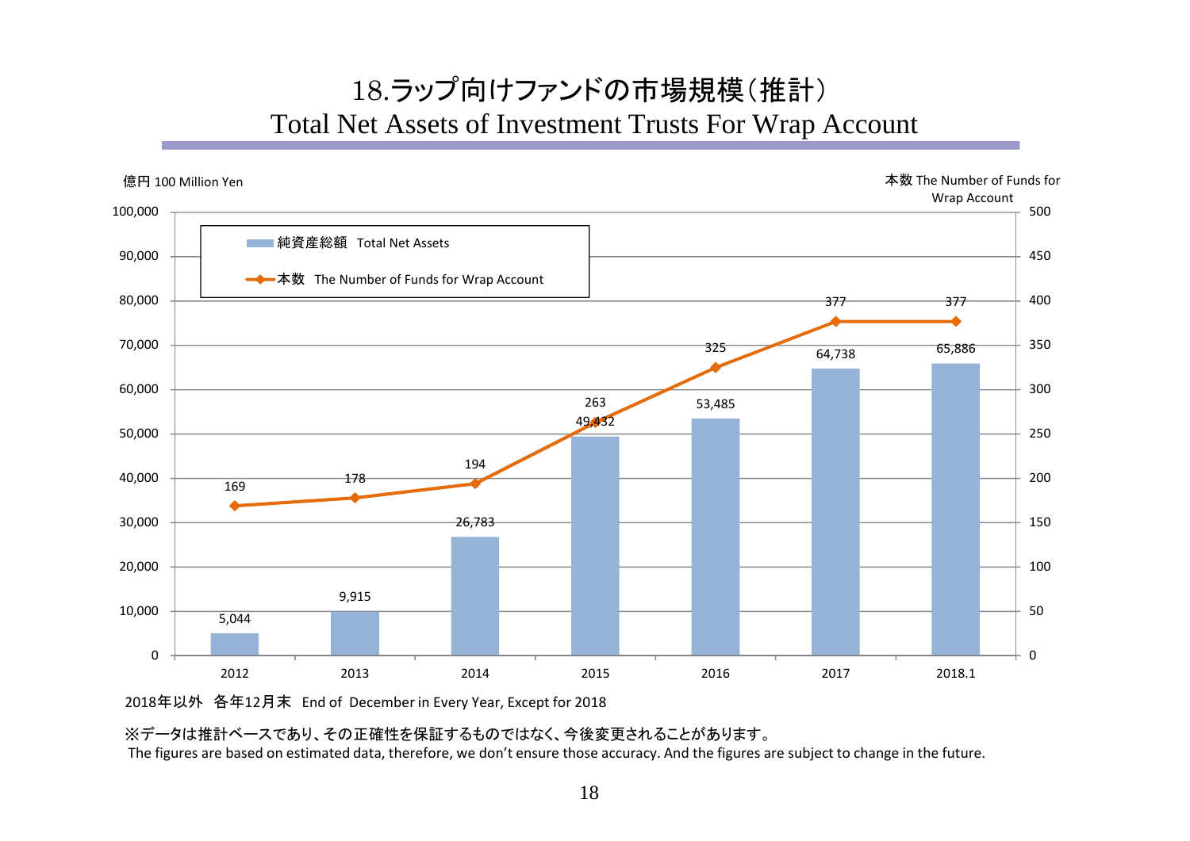# 18.ラップ向けファンドの市場規模（推計）
## Total Net Assets of Investment Trusts For Wrap Account

億円 100 Million Yen / 本数 The Number of Funds for Wrap Account

| | 2012 | 2013 | 2014 | 2015 | 2016 | 2017 | 2018.1 |
|---|---|---|---|---|---|---|---|
| 純資産総額 Total Net Assets | 5,044 | 9,915 | 26,783 | 49,432 | 53,485 | 64,738 | 65,886 |
| 本数 The Number of Funds for Wrap Account | 169 | 178 | 194 | 263 | 325 | 377 | 377 |

2018年以外　各年12月末　End of December in Every Year, Except for 2018

※データは推計ベースであり、その正確性を保証するものではなく、今後変更されることがあります。
The figures are based on estimated data, therefore, we don't ensure those accuracy. And the figures are subject to change in the future.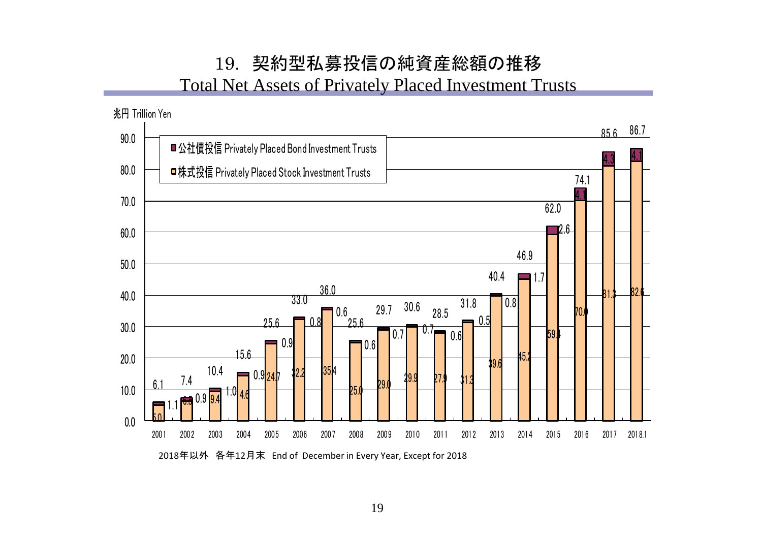# 19. 契約型私募投信の純資産総額の推移

## Total Net Assets of Privately Placed Investment Trusts

兆円 Trillion Yen

| 年 | 公社債投信 Privately Placed Bond Investment Trusts | 株式投信 Privately Placed Stock Investment Trusts | 合計 |
|---|---|---|---|
| 2001 | 1.1 | 5.0 | 6.1 |
| 2002 | 0.9 | 6.5 | 7.4 |
| 2003 | 1.0 | 9.4 | 10.4 |
| 2004 | 0.9 | 14.6 | 15.6 |
| 2005 | 0.9 | 24.7 | 25.6 |
| 2006 | 0.8 | 32.2 | 33.0 |
| 2007 | 0.6 | 35.4 | 36.0 |
| 2008 | 0.6 | 25.0 | 25.6 |
| 2009 | 0.7 | 29.0 | 29.7 |
| 2010 | 0.7 | 29.9 | 30.6 |
| 2011 | 0.6 | 27.9 | 28.5 |
| 2012 | 0.5 | 31.3 | 31.8 |
| 2013 | 0.8 | 39.6 | 40.4 |
| 2014 | 1.7 | 45.2 | 46.9 |
| 2015 | 2.6 | 59.4 | 62.0 |
| 2016 | 4.1 | 70.0 | 74.1 |
| 2017 | 4.3 | 81.3 | 85.6 |
| 2018.1 | 4.1 | 82.6 | 86.7 |

2018年以外　各年12月末　End of December in Every Year, Except for 2018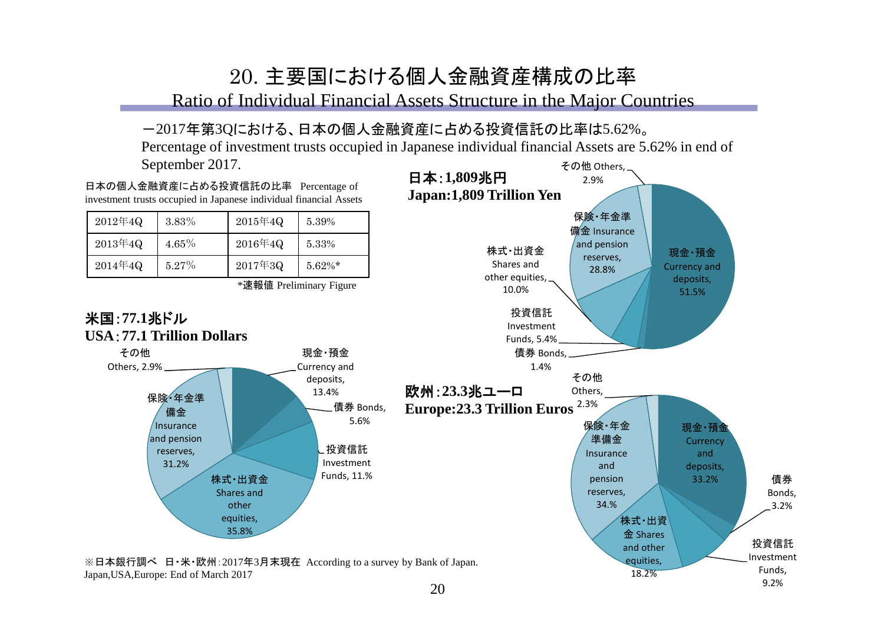# 20. 主要国における個人金融資産構成の比率

## Ratio of Individual Financial Assets Structure in the Major Countries

－2017年第3Qにおける、日本の個人金融資産に占める投資信託の比率は5.62%。

Percentage of investment trusts occupied in Japanese individual financial Assets are 5.62% in end of September 2017.

日本の個人金融資産に占める投資信託の比率 Percentage of investment trusts occupied in Japanese individual financial Assets

| | | | |
|---|---|---|---|
| 2012年4Q | 3.83% | 2015年4Q | 5.39% |
| 2013年4Q | 4.65% | 2016年4Q | 5.33% |
| 2014年4Q | 5.27% | 2017年3Q | 5.62%* |

*速報値 Preliminary Figure

### 日本：1,809兆円 Japan:1,809 Trillion Yen

- 現金・預金 Currency and deposits, 51.5%
- 債券 Bonds, 1.4%
- 投資信託 Investment Funds, 5.4%
- 株式・出資金 Shares and other equities, 10.0%
- 保険・年金準備金 Insurance and pension reserves, 28.8%
- その他 Others, 2.9%

### 米国：77.1兆ドル USA：77.1 Trillion Dollars

- 現金・預金 Currency and deposits, 13.4%
- 債券 Bonds, 5.6%
- 投資信託 Investment Funds, 11.1%
- 株式・出資金 Shares and other equities, 35.8%
- 保険・年金準備金 Insurance and pension reserves, 31.2%
- その他 Others, 2.9%

### 欧州：23.3兆ユーロ Europe:23.3 Trillion Euros

- 現金・預金 Currency and deposits, 33.2%
- 債券 Bonds, 3.2%
- 投資信託 Investment Funds, 9.2%
- 株式・出資金 Shares and other equities, 18.2%
- 保険・年金準備金 Insurance and pension reserves, 34.%
- その他 Others, 2.3%

※日本銀行調べ 日・米・欧州：2017年3月末現在 According to a survey by Bank of Japan. Japan,USA,Europe: End of March 2017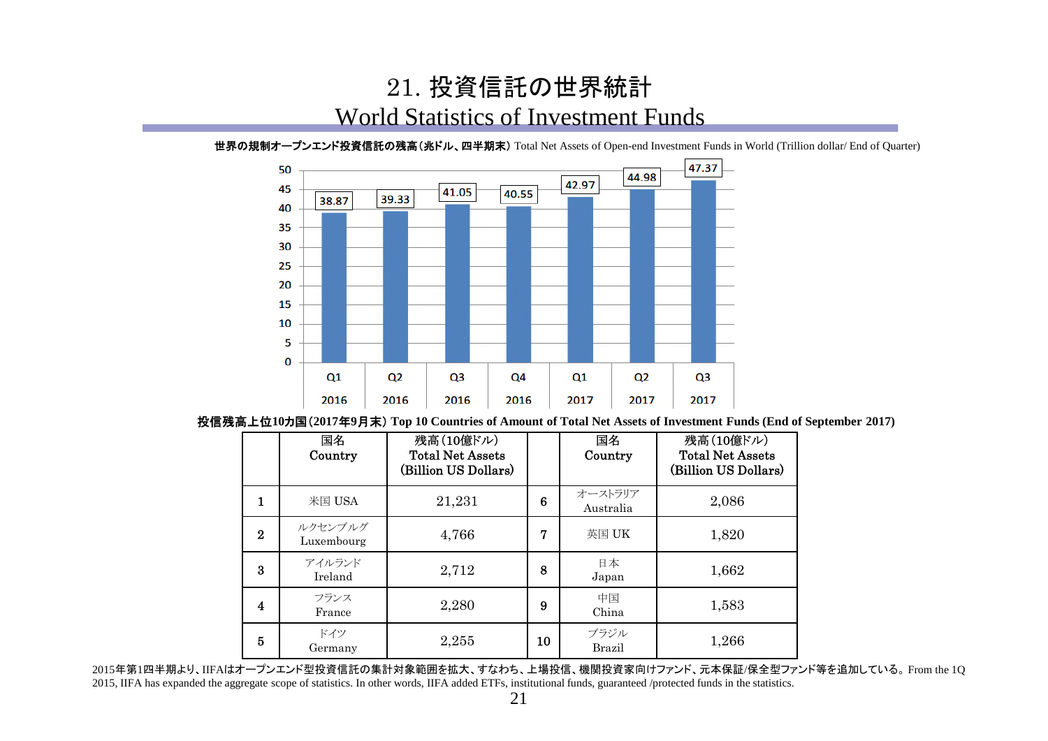# 21. 投資信託の世界統計
# World Statistics of Investment Funds

**世界の規制オープンエンド投資信託の残高（兆ドル、四半期末）** Total Net Assets of Open-end Investment Funds in World (Trillion dollar/ End of Quarter)

| | Q1 2016 | Q2 2016 | Q3 2016 | Q4 2016 | Q1 2017 | Q2 2017 | Q3 2017 |
|---|---|---|---|---|---|---|---|
| 残高 | 38.87 | 39.33 | 41.05 | 40.55 | 42.97 | 44.98 | 47.37 |

**投信残高上位10カ国（2017年9月末） Top 10 Countries of Amount of Total Net Assets of Investment Funds (End of September 2017)**

| | 国名 Country | 残高（10億ドル） Total Net Assets (Billion US Dollars) | | 国名 Country | 残高（10億ドル） Total Net Assets (Billion US Dollars) |
|---|---|---|---|---|---|
| 1 | 米国 USA | 21,231 | 6 | オーストラリア Australia | 2,086 |
| 2 | ルクセンブルグ Luxembourg | 4,766 | 7 | 英国 UK | 1,820 |
| 3 | アイルランド Ireland | 2,712 | 8 | 日本 Japan | 1,662 |
| 4 | フランス France | 2,280 | 9 | 中国 China | 1,583 |
| 5 | ドイツ Germany | 2,255 | 10 | ブラジル Brazil | 1,266 |

2015年第1四半期より、IIFAはオープンエンド型投資信託の集計対象範囲を拡大、すなわち、上場投信、機関投資家向けファンド、元本保証/保全型ファンド等を追加している。From the 1Q 2015, IIFA has expanded the aggregate scope of statistics. In other words, IIFA added ETFs, institutional funds, guaranteed /protected funds in the statistics.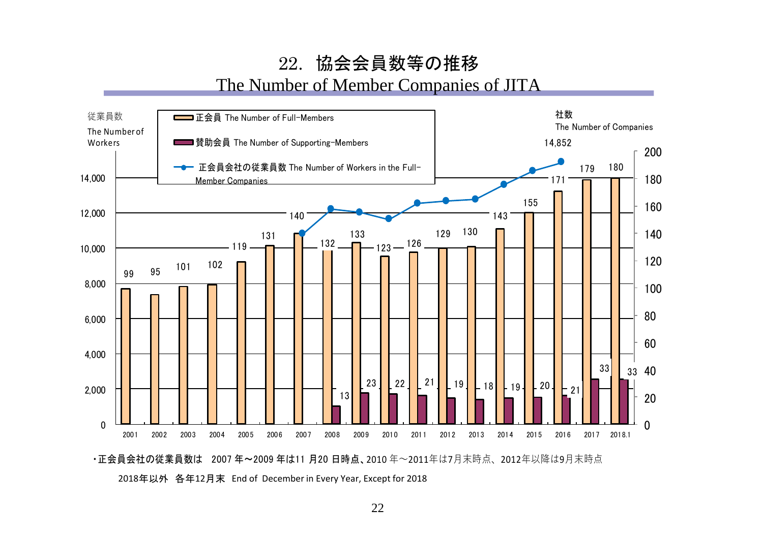# 22. 協会会員数等の推移

## The Number of Member Companies of JITA

従業員数
The Number of Workers

正会員 The Number of Full-Members
賛助会員 The Number of Supporting-Members
正会員会社の従業員数 The Number of Workers in the Full-Member Companies

社数
The Number of Companies

14,852

0
2,000
4,000
6,000
8,000
10,000
12,000
14,000

0
20
40
60
80
100
120
140
160
180
200

99 95 101 102 119 131 140 132 133 123 126 129 130 143 155 171 179 180

13 23 22 21 19 18 19 20 21 33 33

2001 2002 2003 2004 2005 2006 2007 2008 2009 2010 2011 2012 2013 2014 2015 2016 2017 2018.1

・正会員会社の従業員数は　2007 年～2009 年は11 月20 日時点、2010 年～2011年は7月末時点、2012年以降は9月末時点

2018年以外　各年12月末　End of December in Every Year, Except for 2018